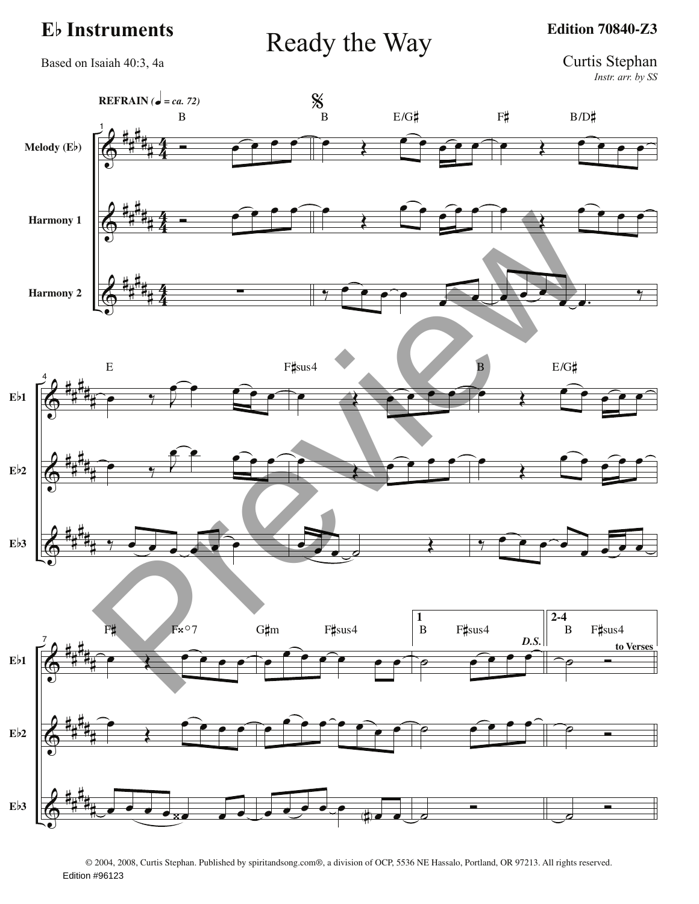**E♭ Instruments**

# Ready the Way

**Edition 70840-Z3**

Based on Isaiah 40:3, 4a

Curtis Stephan
*Instr. arr. by SS*

© 2004, 2008, Curtis Stephan. Published by spiritandsong.com®, a division of OCP, 5536 NE Hassalo, Portland, OR 97213. All rights reserved.

Edition #96123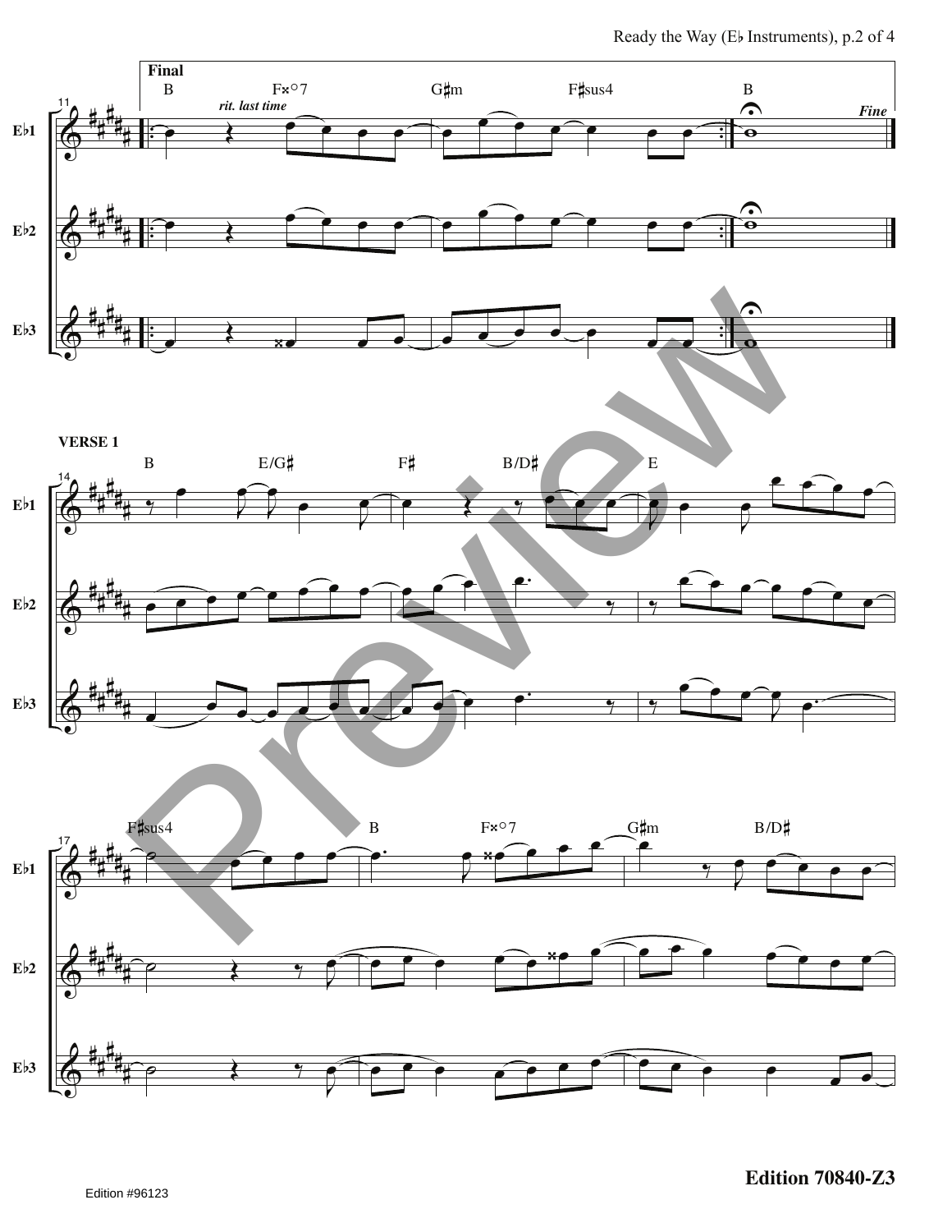**Final**

B F𝄪°7 G♯m F♯sus4 B

*rit. last time*

*Fine*

Eb1

Eb2

Eb3

**VERSE 1**

B E/G♯ F♯ B/D♯ E

Eb1

Eb2

Eb3

F♯sus4 B F𝄪°7 G♯m B/D♯

Eb1

Eb2

Eb3

**Edition 70840-Z3**

Edition #96123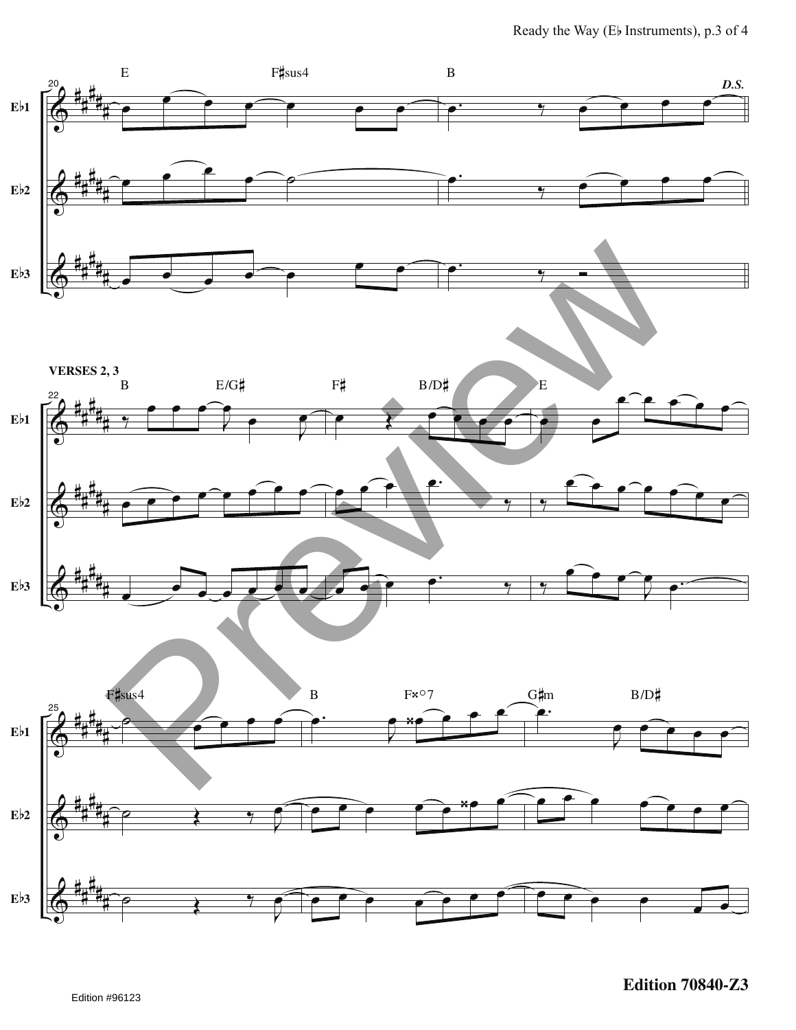**VERSES 2, 3**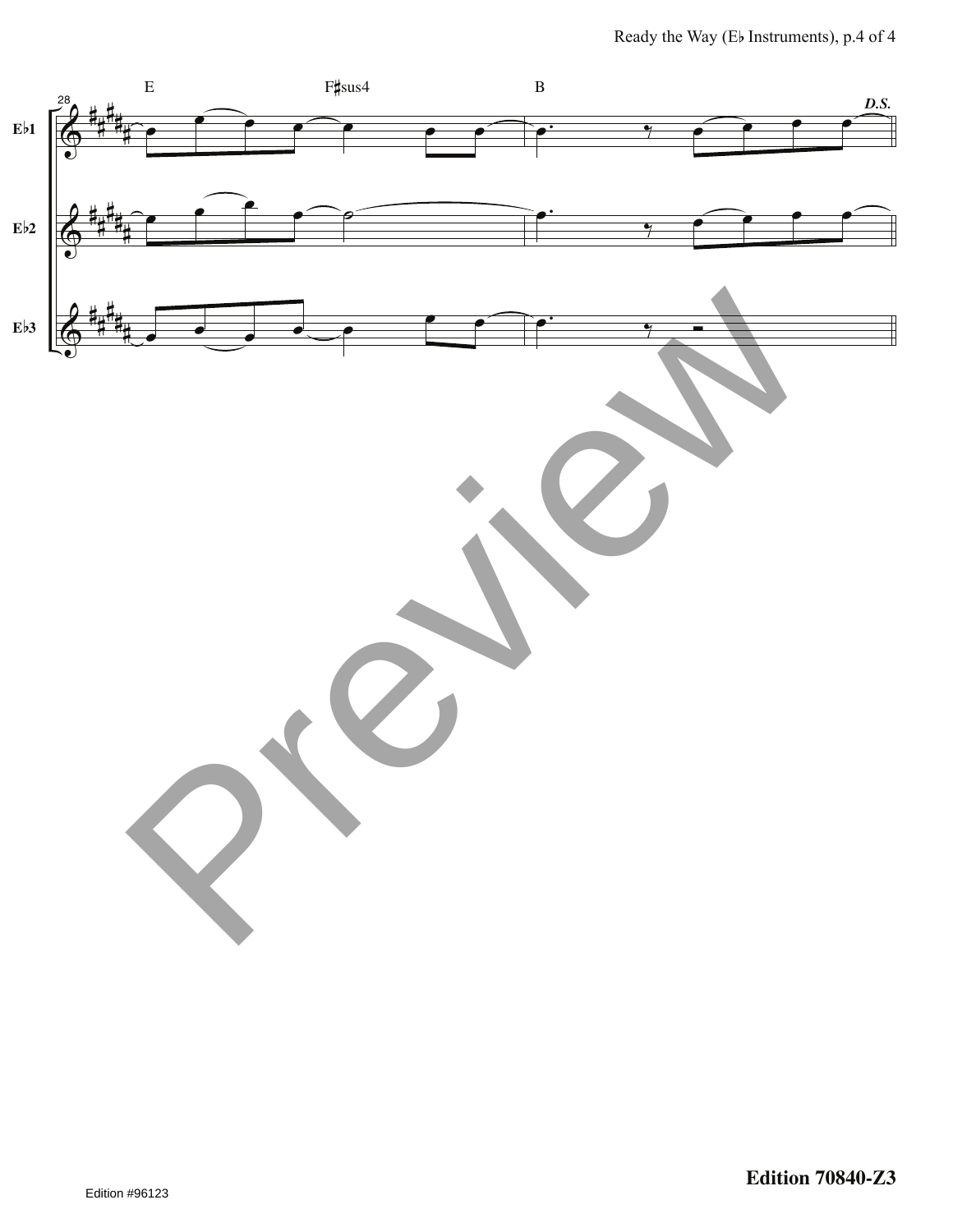E F♯sus4 B

28

*D.S.*

E♭1

E♭2

E♭3

Preview

Edition 70840-Z3

Edition #96123